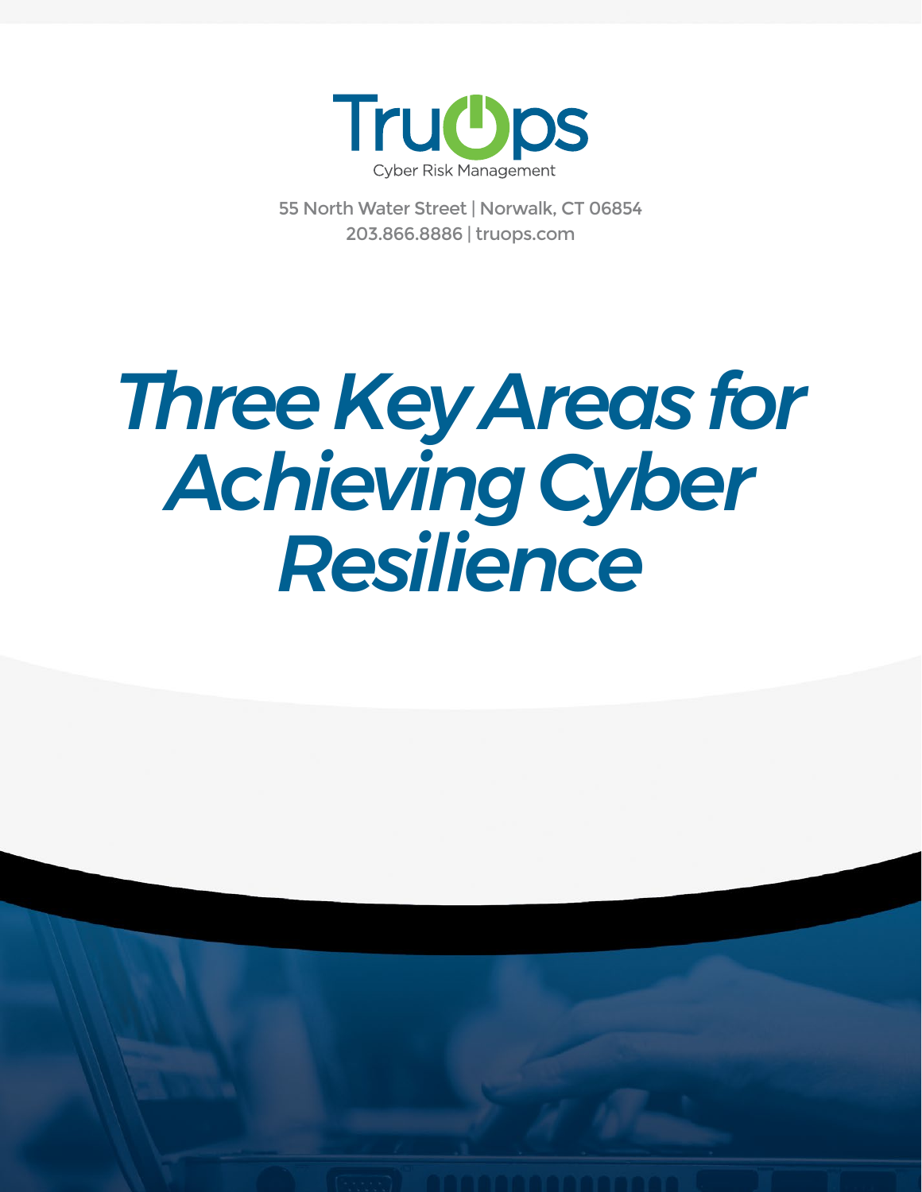TruOps

Cyber Risk Management

55 North Water Street | Norwalk, CT 06854

203.866.8886 | truops.com

# *Three Key Areas for Achieving Cyber Resilience*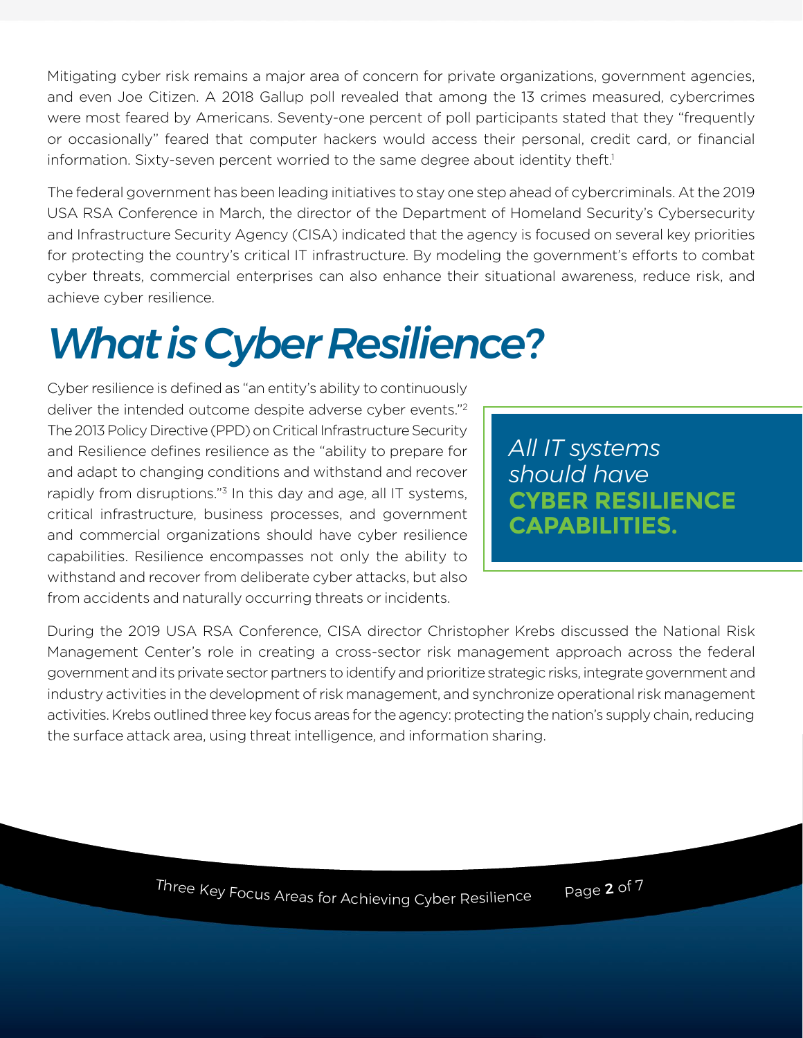Mitigating cyber risk remains a major area of concern for private organizations, government agencies, and even Joe Citizen. A 2018 Gallup poll revealed that among the 13 crimes measured, cybercrimes were most feared by Americans. Seventy-one percent of poll participants stated that they "frequently or occasionally" feared that computer hackers would access their personal, credit card, or financial information. Sixty-seven percent worried to the same degree about identity theft.[1]

The federal government has been leading initiatives to stay one step ahead of cybercriminals. At the 2019 USA RSA Conference in March, the director of the Department of Homeland Security's Cybersecurity and Infrastructure Security Agency (CISA) indicated that the agency is focused on several key priorities for protecting the country's critical IT infrastructure. By modeling the government's efforts to combat cyber threats, commercial enterprises can also enhance their situational awareness, reduce risk, and achieve cyber resilience.

# *What is Cyber Resilience?*

Cyber resilience is defined as "an entity's ability to continuously deliver the intended outcome despite adverse cyber events."[2] The 2013 Policy Directive (PPD) on Critical Infrastructure Security and Resilience defines resilience as the "ability to prepare for and adapt to changing conditions and withstand and recover rapidly from disruptions."[3] In this day and age, all IT systems, critical infrastructure, business processes, and government and commercial organizations should have cyber resilience capabilities. Resilience encompasses not only the ability to withstand and recover from deliberate cyber attacks, but also from accidents and naturally occurring threats or incidents.

> *All IT systems should have* **CYBER RESILIENCE CAPABILITIES.**

During the 2019 USA RSA Conference, CISA director Christopher Krebs discussed the National Risk Management Center's role in creating a cross-sector risk management approach across the federal government and its private sector partners to identify and prioritize strategic risks, integrate government and industry activities in the development of risk management, and synchronize operational risk management activities. Krebs outlined three key focus areas for the agency: protecting the nation's supply chain, reducing the surface attack area, using threat intelligence, and information sharing.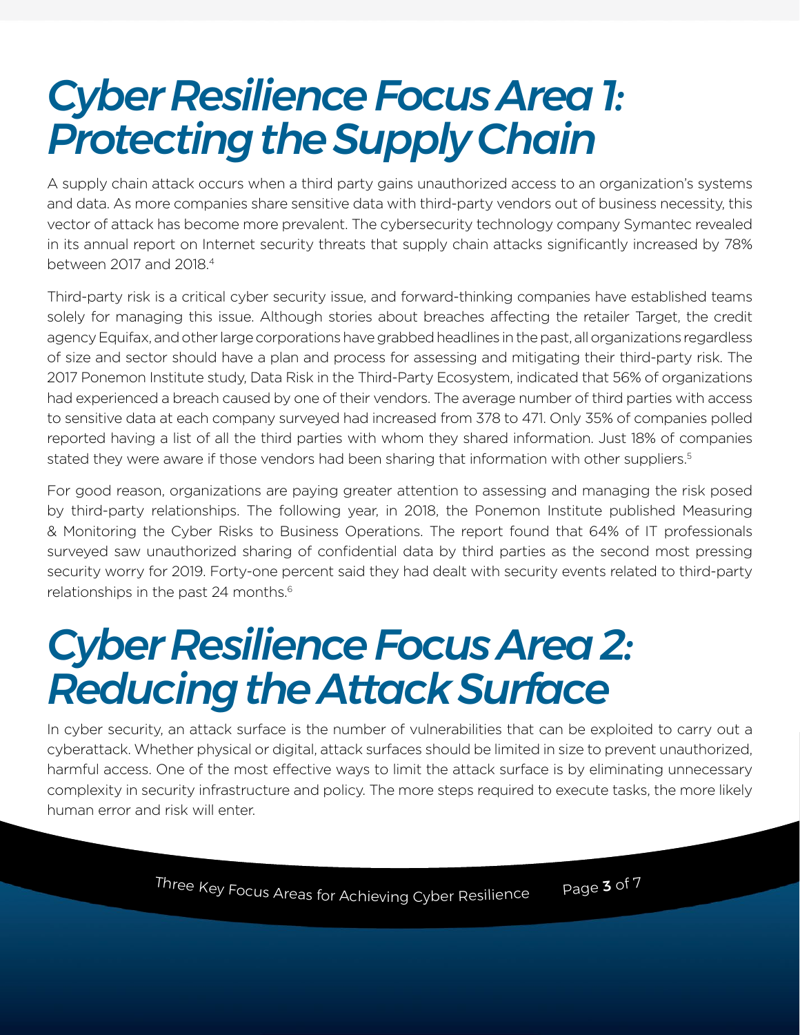# *Cyber Resilience Focus Area 1: Protecting the Supply Chain*

A supply chain attack occurs when a third party gains unauthorized access to an organization's systems and data. As more companies share sensitive data with third-party vendors out of business necessity, this vector of attack has become more prevalent. The cybersecurity technology company Symantec revealed in its annual report on Internet security threats that supply chain attacks significantly increased by 78% between 2017 and 2018.[4]

Third-party risk is a critical cyber security issue, and forward-thinking companies have established teams solely for managing this issue. Although stories about breaches affecting the retailer Target, the credit agency Equifax, and other large corporations have grabbed headlines in the past, all organizations regardless of size and sector should have a plan and process for assessing and mitigating their third-party risk. The 2017 Ponemon Institute study, Data Risk in the Third-Party Ecosystem, indicated that 56% of organizations had experienced a breach caused by one of their vendors. The average number of third parties with access to sensitive data at each company surveyed had increased from 378 to 471. Only 35% of companies polled reported having a list of all the third parties with whom they shared information. Just 18% of companies stated they were aware if those vendors had been sharing that information with other suppliers.[5]

For good reason, organizations are paying greater attention to assessing and managing the risk posed by third-party relationships. The following year, in 2018, the Ponemon Institute published Measuring & Monitoring the Cyber Risks to Business Operations. The report found that 64% of IT professionals surveyed saw unauthorized sharing of confidential data by third parties as the second most pressing security worry for 2019. Forty-one percent said they had dealt with security events related to third-party relationships in the past 24 months.[6]

# *Cyber Resilience Focus Area 2: Reducing the Attack Surface*

In cyber security, an attack surface is the number of vulnerabilities that can be exploited to carry out a cyberattack. Whether physical or digital, attack surfaces should be limited in size to prevent unauthorized, harmful access. One of the most effective ways to limit the attack surface is by eliminating unnecessary complexity in security infrastructure and policy. The more steps required to execute tasks, the more likely human error and risk will enter.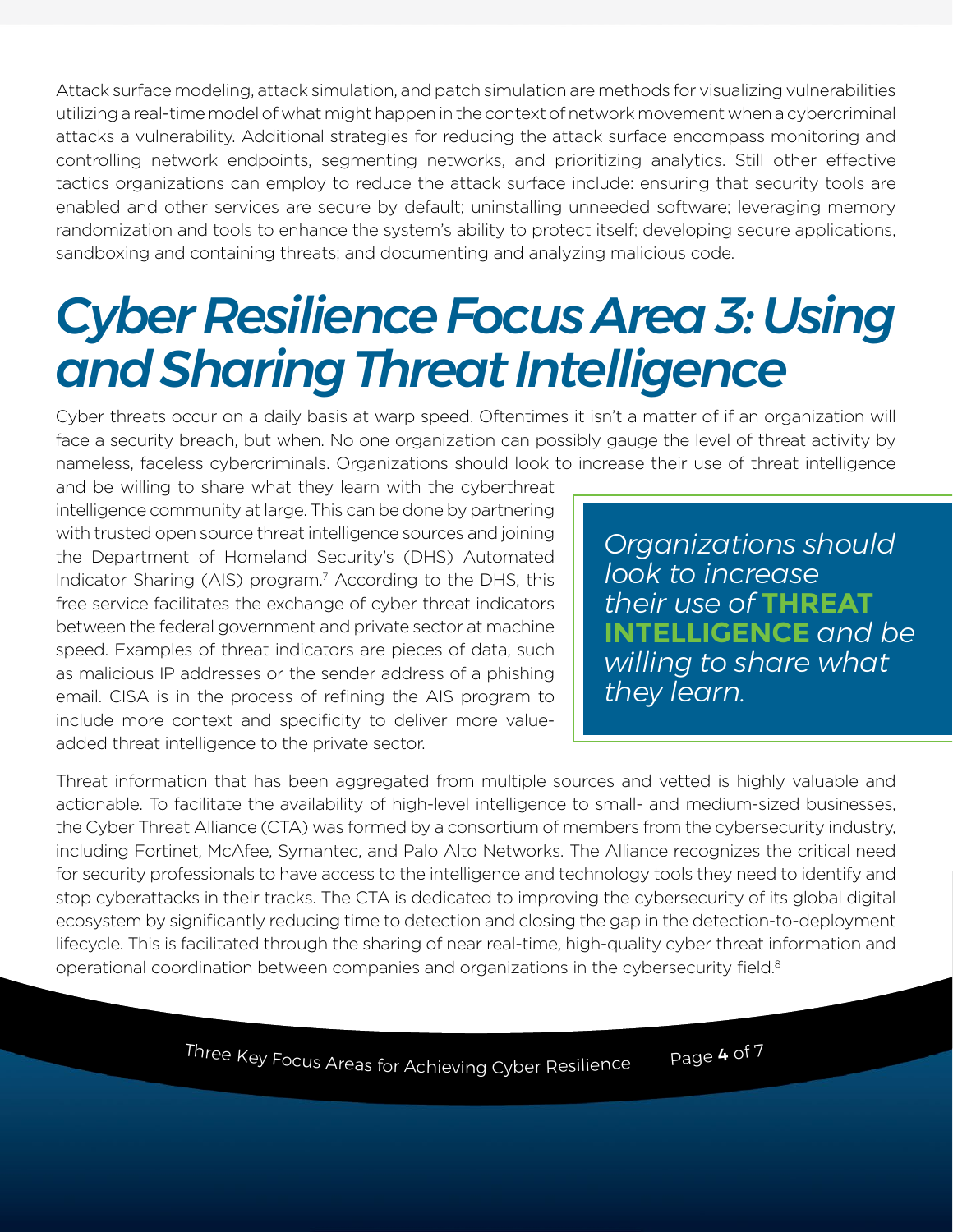Attack surface modeling, attack simulation, and patch simulation are methods for visualizing vulnerabilities utilizing a real-time model of what might happen in the context of network movement when a cybercriminal attacks a vulnerability. Additional strategies for reducing the attack surface encompass monitoring and controlling network endpoints, segmenting networks, and prioritizing analytics. Still other effective tactics organizations can employ to reduce the attack surface include: ensuring that security tools are enabled and other services are secure by default; uninstalling unneeded software; leveraging memory randomization and tools to enhance the system's ability to protect itself; developing secure applications, sandboxing and containing threats; and documenting and analyzing malicious code.

# *Cyber Resilience Focus Area 3: Using and Sharing Threat Intelligence*

Cyber threats occur on a daily basis at warp speed. Oftentimes it isn't a matter of if an organization will face a security breach, but when. No one organization can possibly gauge the level of threat activity by nameless, faceless cybercriminals. Organizations should look to increase their use of threat intelligence and be willing to share what they learn with the cyberthreat intelligence community at large. This can be done by partnering with trusted open source threat intelligence sources and joining the Department of Homeland Security's (DHS) Automated Indicator Sharing (AIS) program.[7] According to the DHS, this free service facilitates the exchange of cyber threat indicators between the federal government and private sector at machine speed. Examples of threat indicators are pieces of data, such as malicious IP addresses or the sender address of a phishing email. CISA is in the process of refining the AIS program to include more context and specificity to deliver more value-added threat intelligence to the private sector.

> *Organizations should look to increase their use of* **THREAT INTELLIGENCE** *and be willing to share what they learn.*

Threat information that has been aggregated from multiple sources and vetted is highly valuable and actionable. To facilitate the availability of high-level intelligence to small- and medium-sized businesses, the Cyber Threat Alliance (CTA) was formed by a consortium of members from the cybersecurity industry, including Fortinet, McAfee, Symantec, and Palo Alto Networks. The Alliance recognizes the critical need for security professionals to have access to the intelligence and technology tools they need to identify and stop cyberattacks in their tracks. The CTA is dedicated to improving the cybersecurity of its global digital ecosystem by significantly reducing time to detection and closing the gap in the detection-to-deployment lifecycle. This is facilitated through the sharing of near real-time, high-quality cyber threat information and operational coordination between companies and organizations in the cybersecurity field.[8]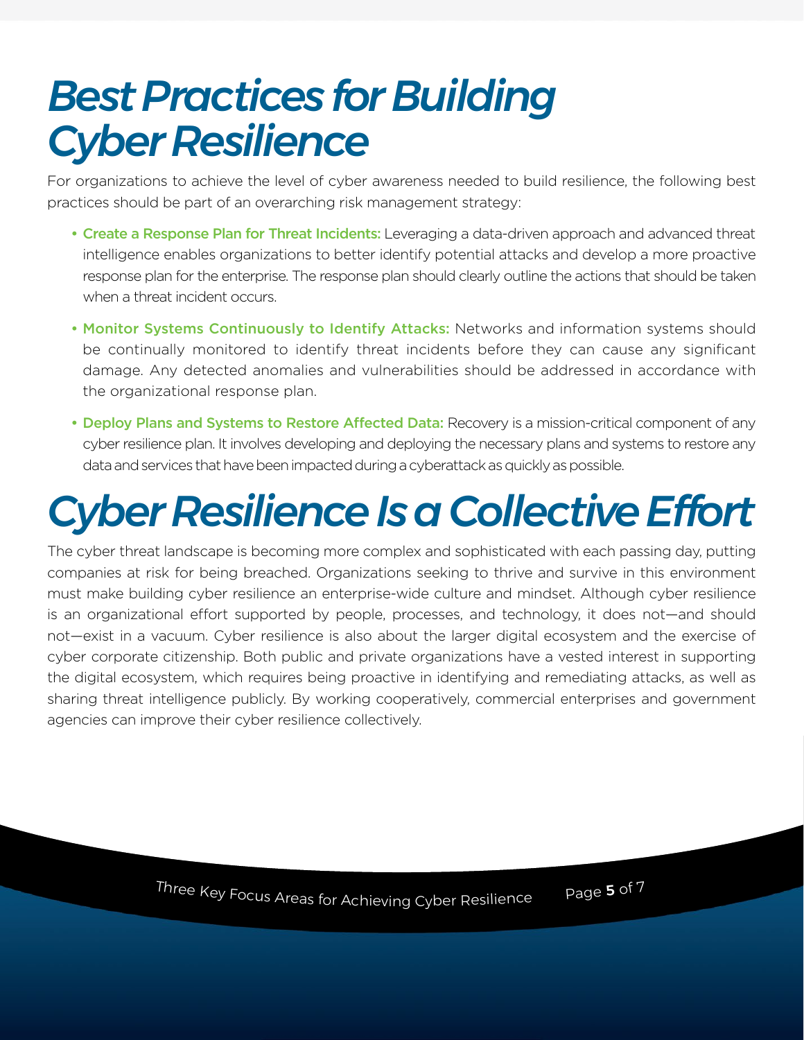# Best Practices for Building Cyber Resilience

For organizations to achieve the level of cyber awareness needed to build resilience, the following best practices should be part of an overarching risk management strategy:

- **Create a Response Plan for Threat Incidents:** Leveraging a data-driven approach and advanced threat intelligence enables organizations to better identify potential attacks and develop a more proactive response plan for the enterprise. The response plan should clearly outline the actions that should be taken when a threat incident occurs.

- **Monitor Systems Continuously to Identify Attacks:** Networks and information systems should be continually monitored to identify threat incidents before they can cause any significant damage. Any detected anomalies and vulnerabilities should be addressed in accordance with the organizational response plan.

- **Deploy Plans and Systems to Restore Affected Data:** Recovery is a mission-critical component of any cyber resilience plan. It involves developing and deploying the necessary plans and systems to restore any data and services that have been impacted during a cyberattack as quickly as possible.

# Cyber Resilience Is a Collective Effort

The cyber threat landscape is becoming more complex and sophisticated with each passing day, putting companies at risk for being breached. Organizations seeking to thrive and survive in this environment must make building cyber resilience an enterprise-wide culture and mindset. Although cyber resilience is an organizational effort supported by people, processes, and technology, it does not—and should not—exist in a vacuum. Cyber resilience is also about the larger digital ecosystem and the exercise of cyber corporate citizenship. Both public and private organizations have a vested interest in supporting the digital ecosystem, which requires being proactive in identifying and remediating attacks, as well as sharing threat intelligence publicly. By working cooperatively, commercial enterprises and government agencies can improve their cyber resilience collectively.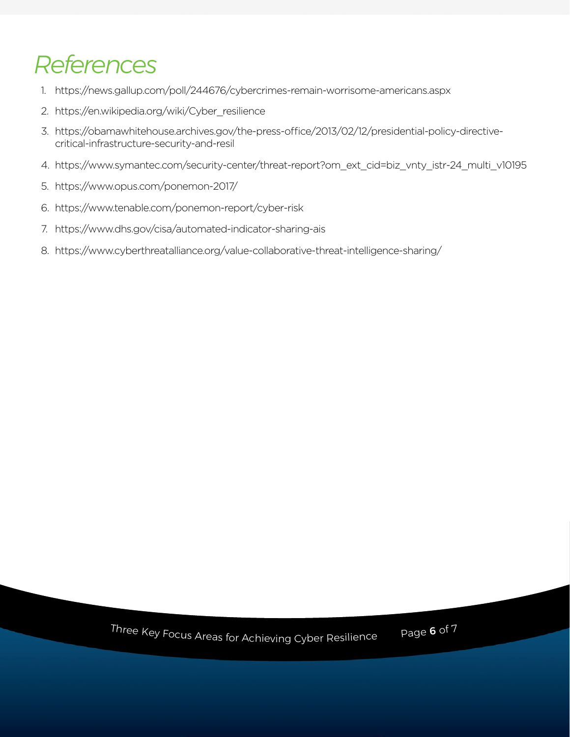# *References*

1. https://news.gallup.com/poll/244676/cybercrimes-remain-worrisome-americans.aspx
2. https://en.wikipedia.org/wiki/Cyber_resilience
3. https://obamawhitehouse.archives.gov/the-press-office/2013/02/12/presidential-policy-directive-critical-infrastructure-security-and-resil
4. https://www.symantec.com/security-center/threat-report?om_ext_cid=biz_vnty_istr-24_multi_v10195
5. https://www.opus.com/ponemon-2017/
6. https://www.tenable.com/ponemon-report/cyber-risk
7. https://www.dhs.gov/cisa/automated-indicator-sharing-ais
8. https://www.cyberthreatalliance.org/value-collaborative-threat-intelligence-sharing/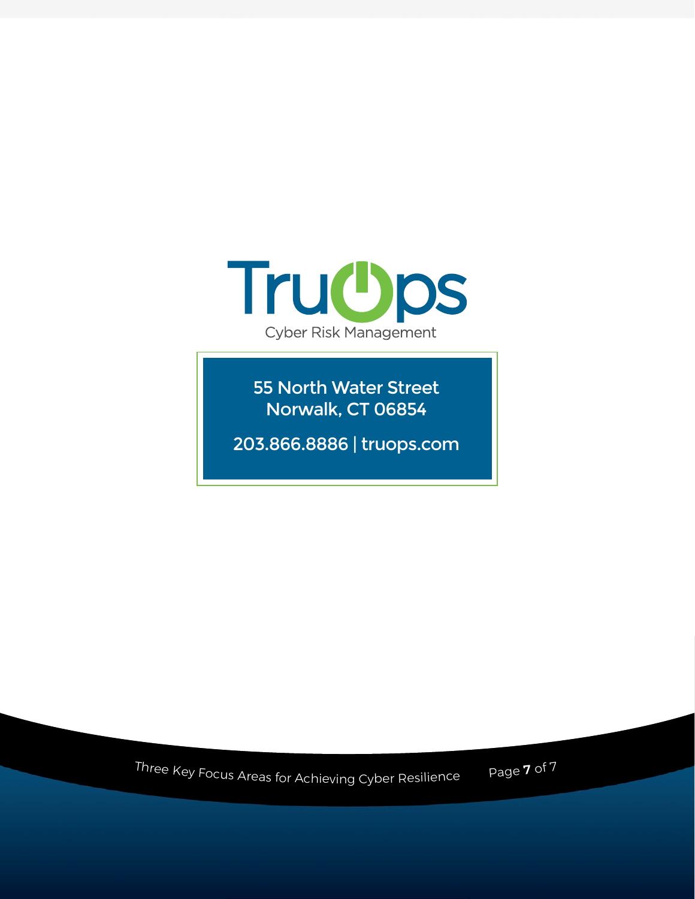TruOps

Cyber Risk Management

55 North Water Street
Norwalk, CT 06854

203.866.8886 | truops.com